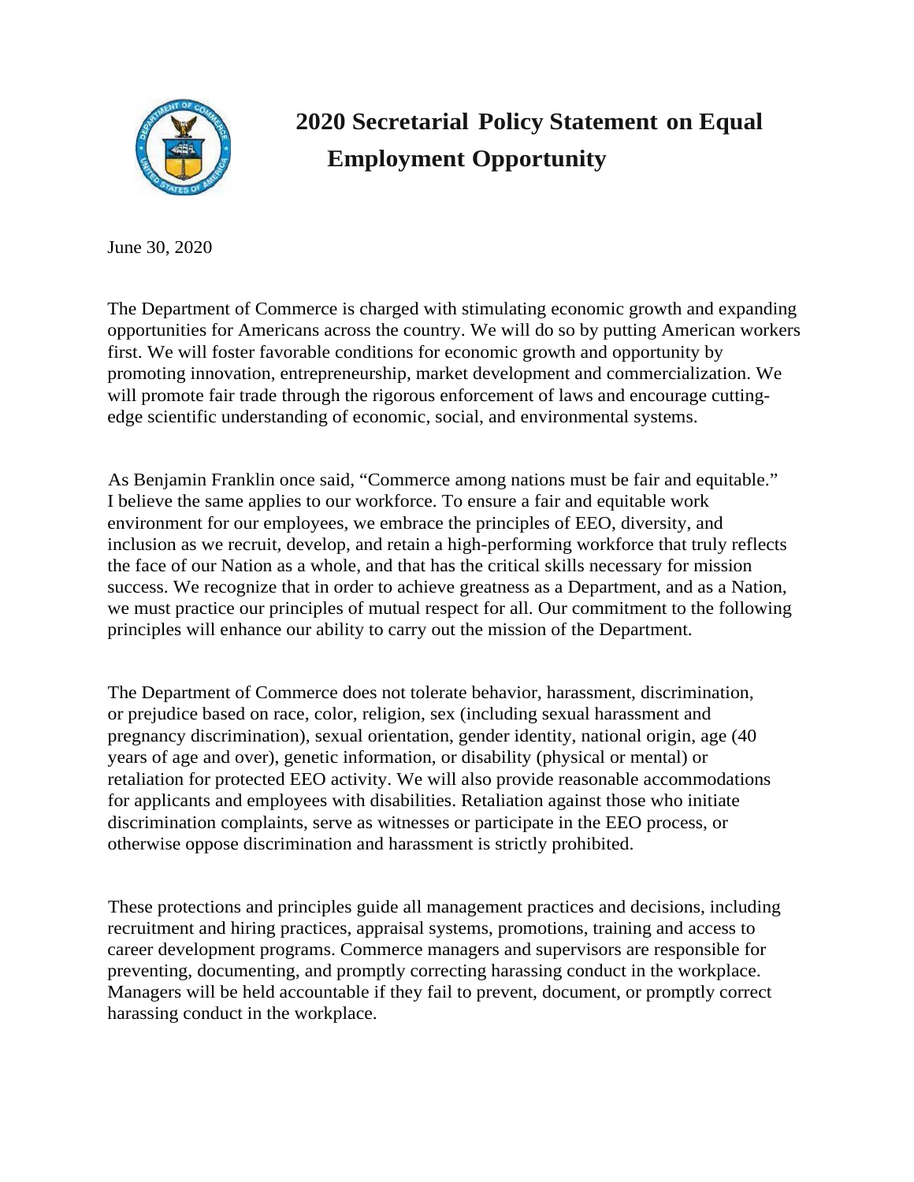# 2020 Secretarial Policy Statement on Equal Employment Opportunity

June 30, 2020

The Department of Commerce is charged with stimulating economic growth and expanding opportunities for Americans across the country. We will do so by putting American workers first. We will foster favorable conditions for economic growth and opportunity by promoting innovation, entrepreneurship, market development and commercialization. We will promote fair trade through the rigorous enforcement of laws and encourage cutting-edge scientific understanding of economic, social, and environmental systems.

As Benjamin Franklin once said, "Commerce among nations must be fair and equitable." I believe the same applies to our workforce. To ensure a fair and equitable work environment for our employees, we embrace the principles of EEO, diversity, and inclusion as we recruit, develop, and retain a high-performing workforce that truly reflects the face of our Nation as a whole, and that has the critical skills necessary for mission success. We recognize that in order to achieve greatness as a Department, and as a Nation, we must practice our principles of mutual respect for all. Our commitment to the following principles will enhance our ability to carry out the mission of the Department.

The Department of Commerce does not tolerate behavior, harassment, discrimination, or prejudice based on race, color, religion, sex (including sexual harassment and pregnancy discrimination), sexual orientation, gender identity, national origin, age (40 years of age and over), genetic information, or disability (physical or mental) or retaliation for protected EEO activity. We will also provide reasonable accommodations for applicants and employees with disabilities. Retaliation against those who initiate discrimination complaints, serve as witnesses or participate in the EEO process, or otherwise oppose discrimination and harassment is strictly prohibited.

These protections and principles guide all management practices and decisions, including recruitment and hiring practices, appraisal systems, promotions, training and access to career development programs. Commerce managers and supervisors are responsible for preventing, documenting, and promptly correcting harassing conduct in the workplace. Managers will be held accountable if they fail to prevent, document, or promptly correct harassing conduct in the workplace.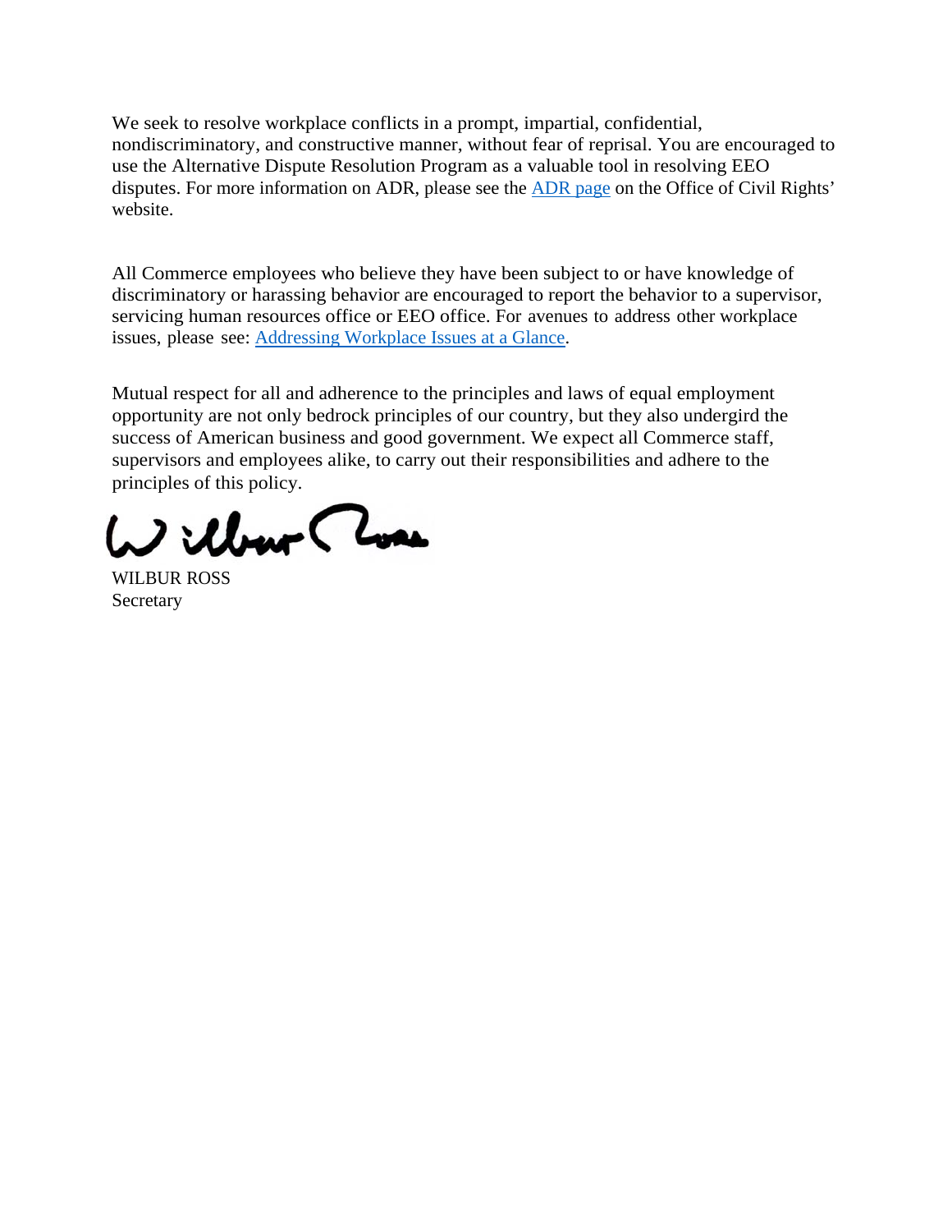We seek to resolve workplace conflicts in a prompt, impartial, confidential, nondiscriminatory, and constructive manner, without fear of reprisal. You are encouraged to use the Alternative Dispute Resolution Program as a valuable tool in resolving EEO disputes. For more information on ADR, please see the ADR page on the Office of Civil Rights' website.

All Commerce employees who believe they have been subject to or have knowledge of discriminatory or harassing behavior are encouraged to report the behavior to a supervisor, servicing human resources office or EEO office. For avenues to address other workplace issues, please see: Addressing Workplace Issues at a Glance.

Mutual respect for all and adherence to the principles and laws of equal employment opportunity are not only bedrock principles of our country, but they also undergird the success of American business and good government. We expect all Commerce staff, supervisors and employees alike, to carry out their responsibilities and adhere to the principles of this policy.

WILBUR ROSS
Secretary